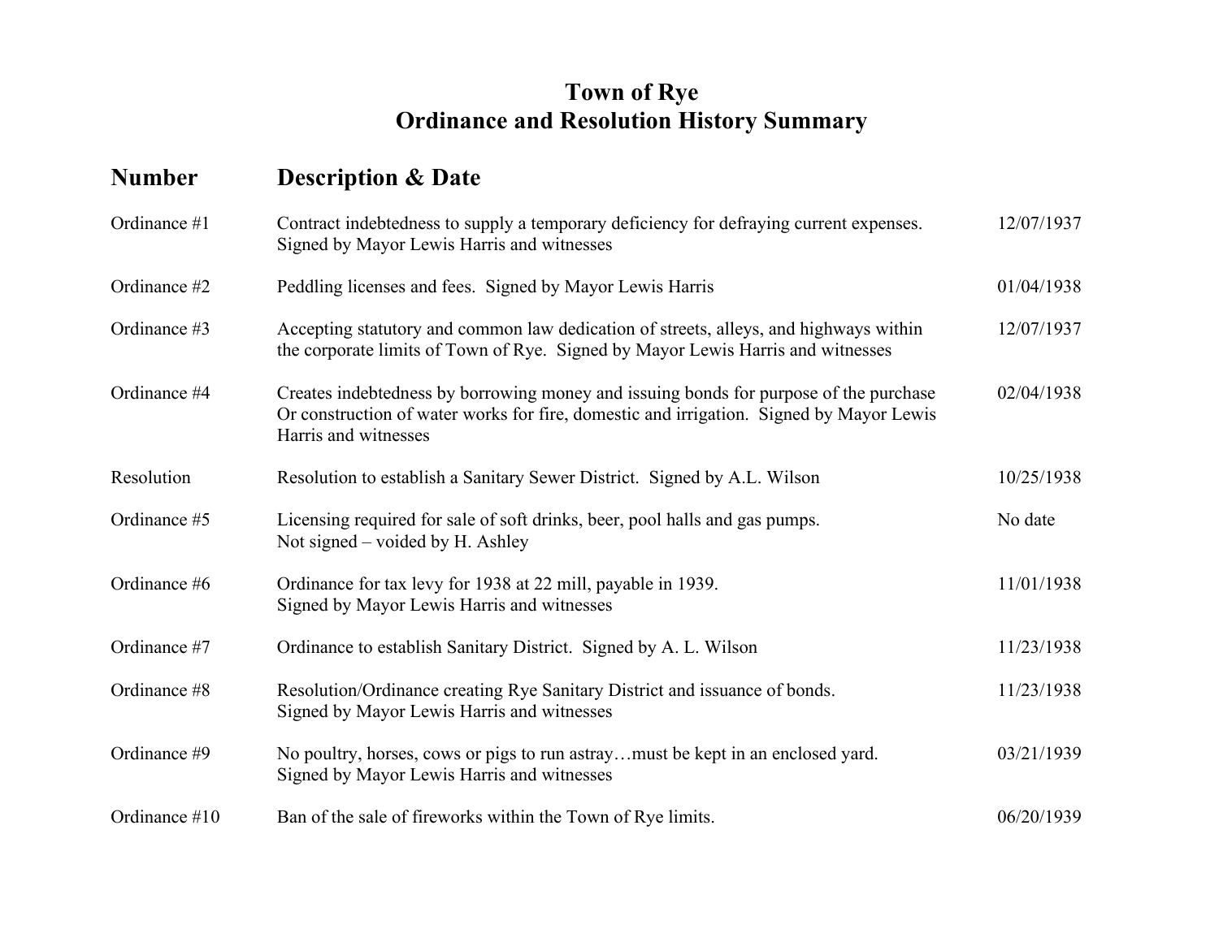# Town of Rye
## Ordinance and Resolution History Summary

| Number | Description & Date | |
|---|---|---|
| Ordinance #1 | Contract indebtedness to supply a temporary deficiency for defraying current expenses. Signed by Mayor Lewis Harris and witnesses | 12/07/1937 |
| Ordinance #2 | Peddling licenses and fees. Signed by Mayor Lewis Harris | 01/04/1938 |
| Ordinance #3 | Accepting statutory and common law dedication of streets, alleys, and highways within the corporate limits of Town of Rye. Signed by Mayor Lewis Harris and witnesses | 12/07/1937 |
| Ordinance #4 | Creates indebtedness by borrowing money and issuing bonds for purpose of the purchase Or construction of water works for fire, domestic and irrigation. Signed by Mayor Lewis Harris and witnesses | 02/04/1938 |
| Resolution | Resolution to establish a Sanitary Sewer District. Signed by A.L. Wilson | 10/25/1938 |
| Ordinance #5 | Licensing required for sale of soft drinks, beer, pool halls and gas pumps. Not signed – voided by H. Ashley | No date |
| Ordinance #6 | Ordinance for tax levy for 1938 at 22 mill, payable in 1939. Signed by Mayor Lewis Harris and witnesses | 11/01/1938 |
| Ordinance #7 | Ordinance to establish Sanitary District. Signed by A. L. Wilson | 11/23/1938 |
| Ordinance #8 | Resolution/Ordinance creating Rye Sanitary District and issuance of bonds. Signed by Mayor Lewis Harris and witnesses | 11/23/1938 |
| Ordinance #9 | No poultry, horses, cows or pigs to run astray…must be kept in an enclosed yard. Signed by Mayor Lewis Harris and witnesses | 03/21/1939 |
| Ordinance #10 | Ban of the sale of fireworks within the Town of Rye limits. | 06/20/1939 |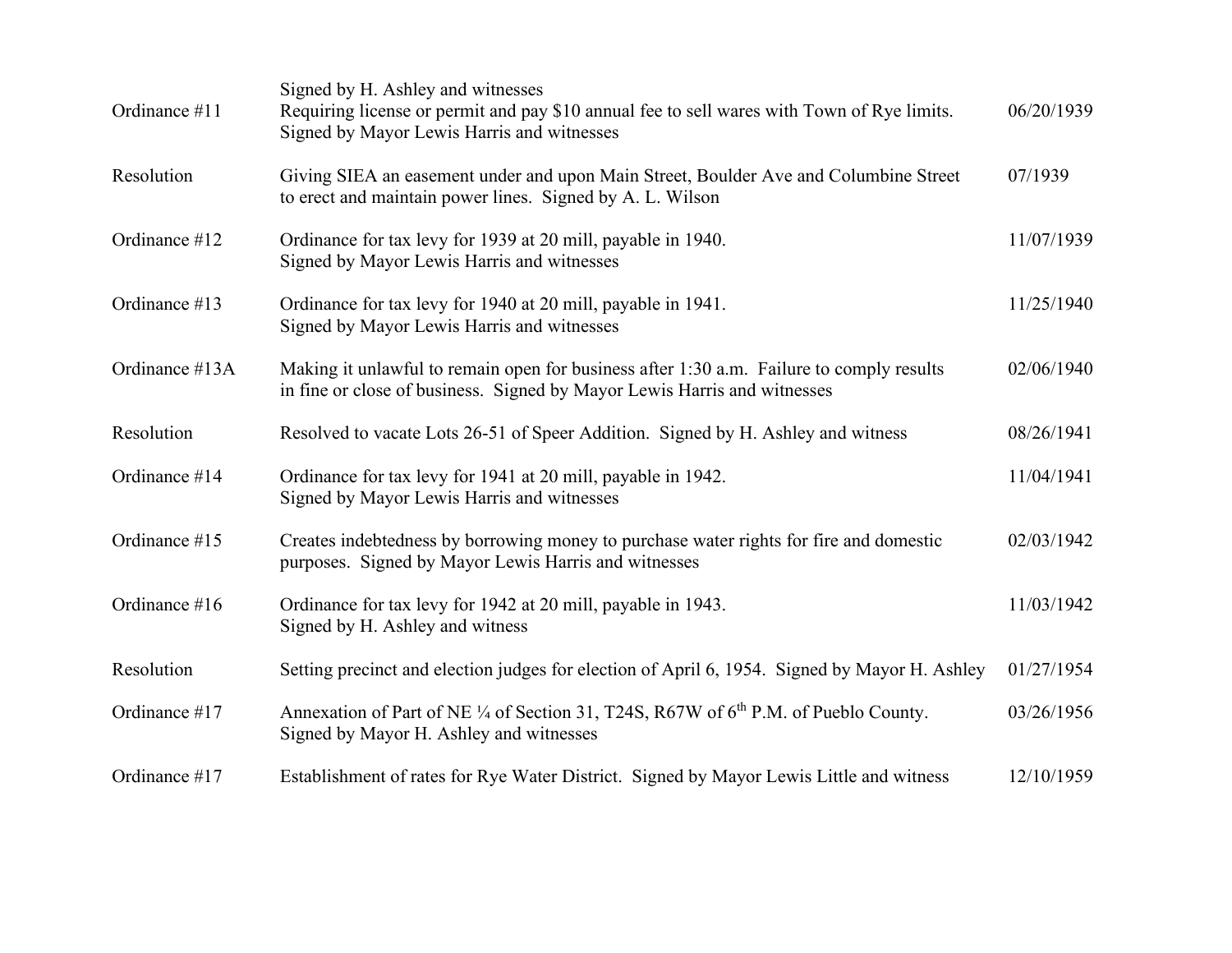Signed by H. Ashley and witnesses

| | | |
|---|---|---|
| Ordinance #11 | Requiring license or permit and pay $10 annual fee to sell wares with Town of Rye limits. Signed by Mayor Lewis Harris and witnesses | 06/20/1939 |
| Resolution | Giving SIEA an easement under and upon Main Street, Boulder Ave and Columbine Street to erect and maintain power lines. Signed by A. L. Wilson | 07/1939 |
| Ordinance #12 | Ordinance for tax levy for 1939 at 20 mill, payable in 1940. Signed by Mayor Lewis Harris and witnesses | 11/07/1939 |
| Ordinance #13 | Ordinance for tax levy for 1940 at 20 mill, payable in 1941. Signed by Mayor Lewis Harris and witnesses | 11/25/1940 |
| Ordinance #13A | Making it unlawful to remain open for business after 1:30 a.m. Failure to comply results in fine or close of business. Signed by Mayor Lewis Harris and witnesses | 02/06/1940 |
| Resolution | Resolved to vacate Lots 26-51 of Speer Addition. Signed by H. Ashley and witness | 08/26/1941 |
| Ordinance #14 | Ordinance for tax levy for 1941 at 20 mill, payable in 1942. Signed by Mayor Lewis Harris and witnesses | 11/04/1941 |
| Ordinance #15 | Creates indebtedness by borrowing money to purchase water rights for fire and domestic purposes. Signed by Mayor Lewis Harris and witnesses | 02/03/1942 |
| Ordinance #16 | Ordinance for tax levy for 1942 at 20 mill, payable in 1943. Signed by H. Ashley and witness | 11/03/1942 |
| Resolution | Setting precinct and election judges for election of April 6, 1954. Signed by Mayor H. Ashley | 01/27/1954 |
| Ordinance #17 | Annexation of Part of NE ¼ of Section 31, T24S, R67W of 6th P.M. of Pueblo County. Signed by Mayor H. Ashley and witnesses | 03/26/1956 |
| Ordinance #17 | Establishment of rates for Rye Water District. Signed by Mayor Lewis Little and witness | 12/10/1959 |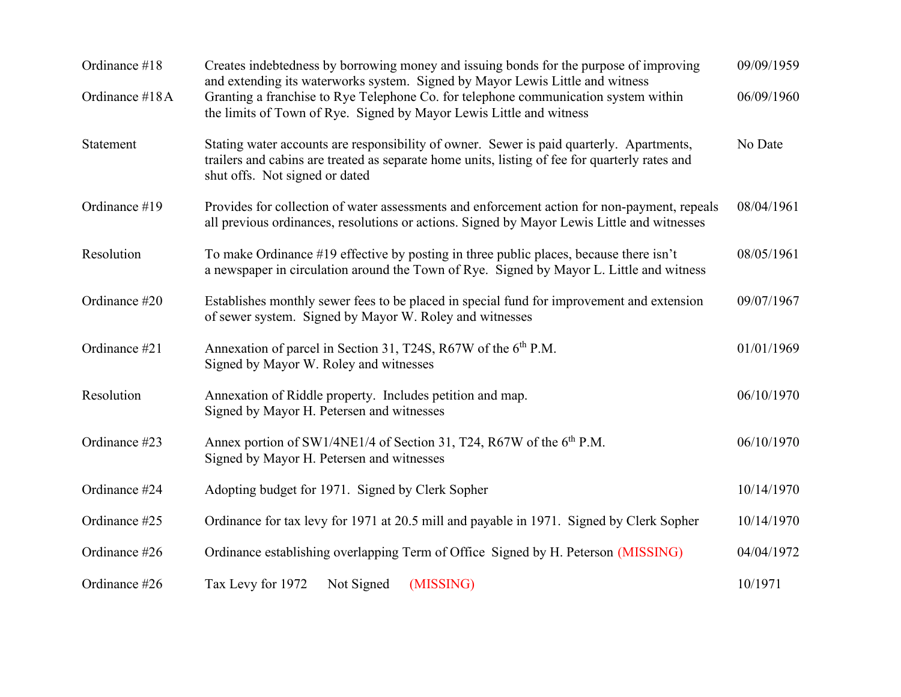| | | |
|---|---|---|
| Ordinance #18 | Creates indebtedness by borrowing money and issuing bonds for the purpose of improving and extending its waterworks system. Signed by Mayor Lewis Little and witness | 09/09/1959 |
| Ordinance #18A | Granting a franchise to Rye Telephone Co. for telephone communication system within the limits of Town of Rye. Signed by Mayor Lewis Little and witness | 06/09/1960 |
| Statement | Stating water accounts are responsibility of owner. Sewer is paid quarterly. Apartments, trailers and cabins are treated as separate home units, listing of fee for quarterly rates and shut offs. Not signed or dated | No Date |
| Ordinance #19 | Provides for collection of water assessments and enforcement action for non-payment, repeals all previous ordinances, resolutions or actions. Signed by Mayor Lewis Little and witnesses | 08/04/1961 |
| Resolution | To make Ordinance #19 effective by posting in three public places, because there isn't a newspaper in circulation around the Town of Rye. Signed by Mayor L. Little and witness | 08/05/1961 |
| Ordinance #20 | Establishes monthly sewer fees to be placed in special fund for improvement and extension of sewer system. Signed by Mayor W. Roley and witnesses | 09/07/1967 |
| Ordinance #21 | Annexation of parcel in Section 31, T24S, R67W of the 6th P.M. Signed by Mayor W. Roley and witnesses | 01/01/1969 |
| Resolution | Annexation of Riddle property. Includes petition and map. Signed by Mayor H. Petersen and witnesses | 06/10/1970 |
| Ordinance #23 | Annex portion of SW1/4NE1/4 of Section 31, T24, R67W of the 6th P.M. Signed by Mayor H. Petersen and witnesses | 06/10/1970 |
| Ordinance #24 | Adopting budget for 1971. Signed by Clerk Sopher | 10/14/1970 |
| Ordinance #25 | Ordinance for tax levy for 1971 at 20.5 mill and payable in 1971. Signed by Clerk Sopher | 10/14/1970 |
| Ordinance #26 | Ordinance establishing overlapping Term of Office Signed by H. Peterson (MISSING) | 04/04/1972 |
| Ordinance #26 | Tax Levy for 1972 Not Signed (MISSING) | 10/1971 |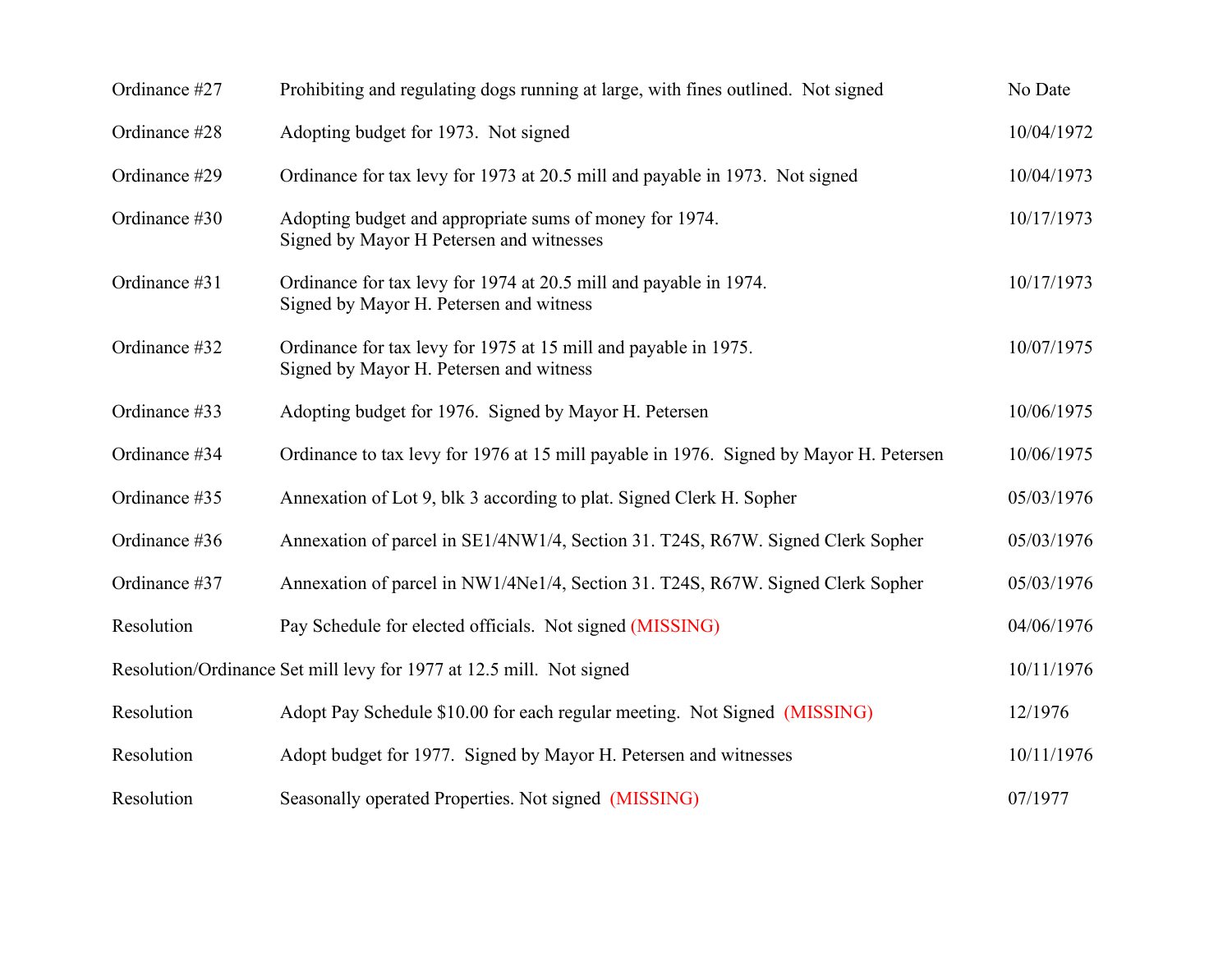| | | |
|---|---|---|
| Ordinance #27 | Prohibiting and regulating dogs running at large, with fines outlined. Not signed | No Date |
| Ordinance #28 | Adopting budget for 1973. Not signed | 10/04/1972 |
| Ordinance #29 | Ordinance for tax levy for 1973 at 20.5 mill and payable in 1973. Not signed | 10/04/1973 |
| Ordinance #30 | Adopting budget and appropriate sums of money for 1974.<br>Signed by Mayor H Petersen and witnesses | 10/17/1973 |
| Ordinance #31 | Ordinance for tax levy for 1974 at 20.5 mill and payable in 1974.<br>Signed by Mayor H. Petersen and witness | 10/17/1973 |
| Ordinance #32 | Ordinance for tax levy for 1975 at 15 mill and payable in 1975.<br>Signed by Mayor H. Petersen and witness | 10/07/1975 |
| Ordinance #33 | Adopting budget for 1976. Signed by Mayor H. Petersen | 10/06/1975 |
| Ordinance #34 | Ordinance to tax levy for 1976 at 15 mill payable in 1976. Signed by Mayor H. Petersen | 10/06/1975 |
| Ordinance #35 | Annexation of Lot 9, blk 3 according to plat. Signed Clerk H. Sopher | 05/03/1976 |
| Ordinance #36 | Annexation of parcel in SE1/4NW1/4, Section 31. T24S, R67W. Signed Clerk Sopher | 05/03/1976 |
| Ordinance #37 | Annexation of parcel in NW1/4Ne1/4, Section 31. T24S, R67W. Signed Clerk Sopher | 05/03/1976 |
| Resolution | Pay Schedule for elected officials. Not signed (MISSING) | 04/06/1976 |
| Resolution/Ordinance | Set mill levy for 1977 at 12.5 mill. Not signed | 10/11/1976 |
| Resolution | Adopt Pay Schedule $10.00 for each regular meeting. Not Signed (MISSING) | 12/1976 |
| Resolution | Adopt budget for 1977. Signed by Mayor H. Petersen and witnesses | 10/11/1976 |
| Resolution | Seasonally operated Properties. Not signed (MISSING) | 07/1977 |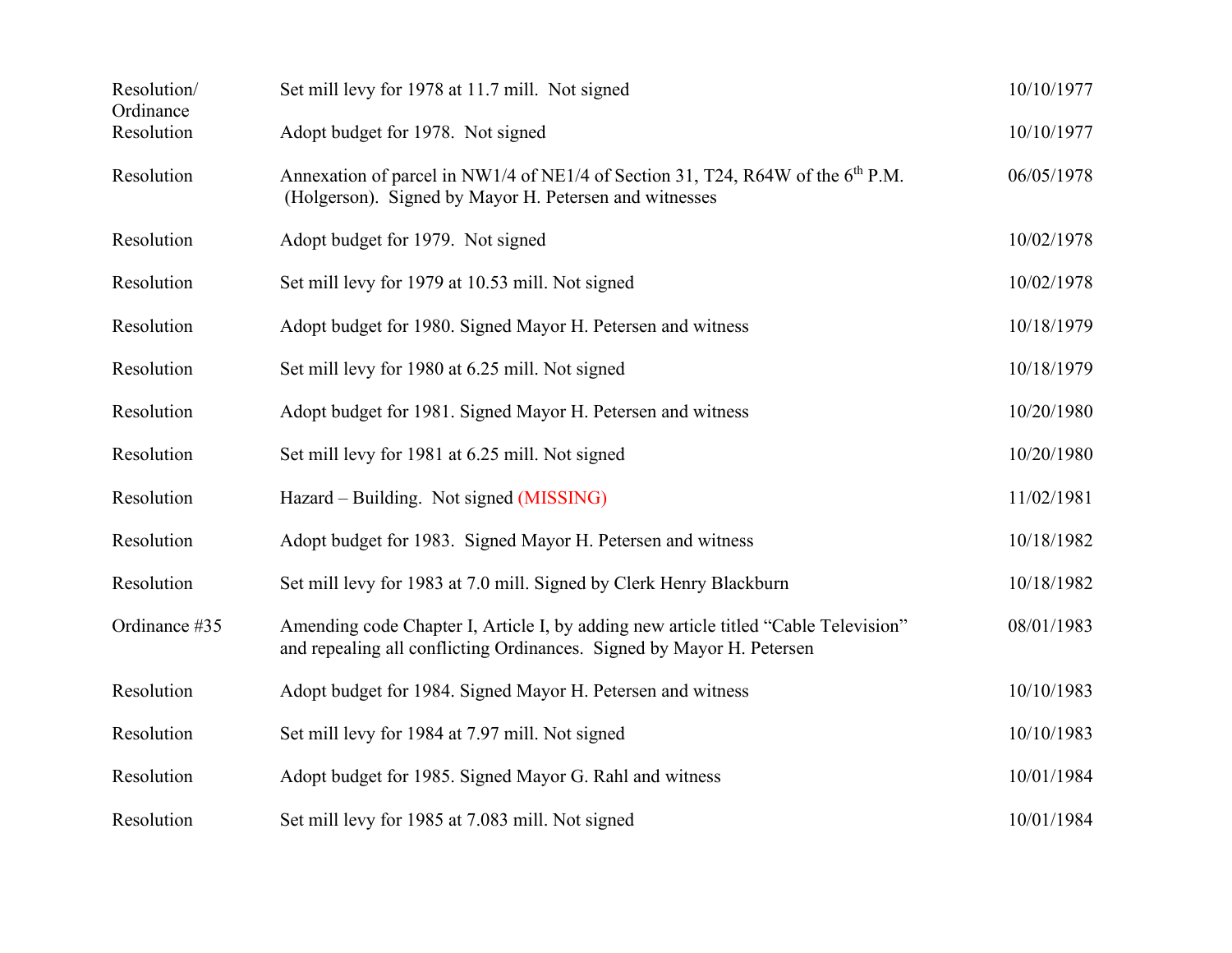| | | |
|---|---|---|
| Resolution/ Ordinance | Set mill levy for 1978 at 11.7 mill. Not signed | 10/10/1977 |
| Resolution | Adopt budget for 1978. Not signed | 10/10/1977 |
| Resolution | Annexation of parcel in NW1/4 of NE1/4 of Section 31, T24, R64W of the 6th P.M. (Holgerson). Signed by Mayor H. Petersen and witnesses | 06/05/1978 |
| Resolution | Adopt budget for 1979. Not signed | 10/02/1978 |
| Resolution | Set mill levy for 1979 at 10.53 mill. Not signed | 10/02/1978 |
| Resolution | Adopt budget for 1980. Signed Mayor H. Petersen and witness | 10/18/1979 |
| Resolution | Set mill levy for 1980 at 6.25 mill. Not signed | 10/18/1979 |
| Resolution | Adopt budget for 1981. Signed Mayor H. Petersen and witness | 10/20/1980 |
| Resolution | Set mill levy for 1981 at 6.25 mill. Not signed | 10/20/1980 |
| Resolution | Hazard – Building. Not signed (MISSING) | 11/02/1981 |
| Resolution | Adopt budget for 1983. Signed Mayor H. Petersen and witness | 10/18/1982 |
| Resolution | Set mill levy for 1983 at 7.0 mill. Signed by Clerk Henry Blackburn | 10/18/1982 |
| Ordinance #35 | Amending code Chapter I, Article I, by adding new article titled "Cable Television" and repealing all conflicting Ordinances. Signed by Mayor H. Petersen | 08/01/1983 |
| Resolution | Adopt budget for 1984. Signed Mayor H. Petersen and witness | 10/10/1983 |
| Resolution | Set mill levy for 1984 at 7.97 mill. Not signed | 10/10/1983 |
| Resolution | Adopt budget for 1985. Signed Mayor G. Rahl and witness | 10/01/1984 |
| Resolution | Set mill levy for 1985 at 7.083 mill. Not signed | 10/01/1984 |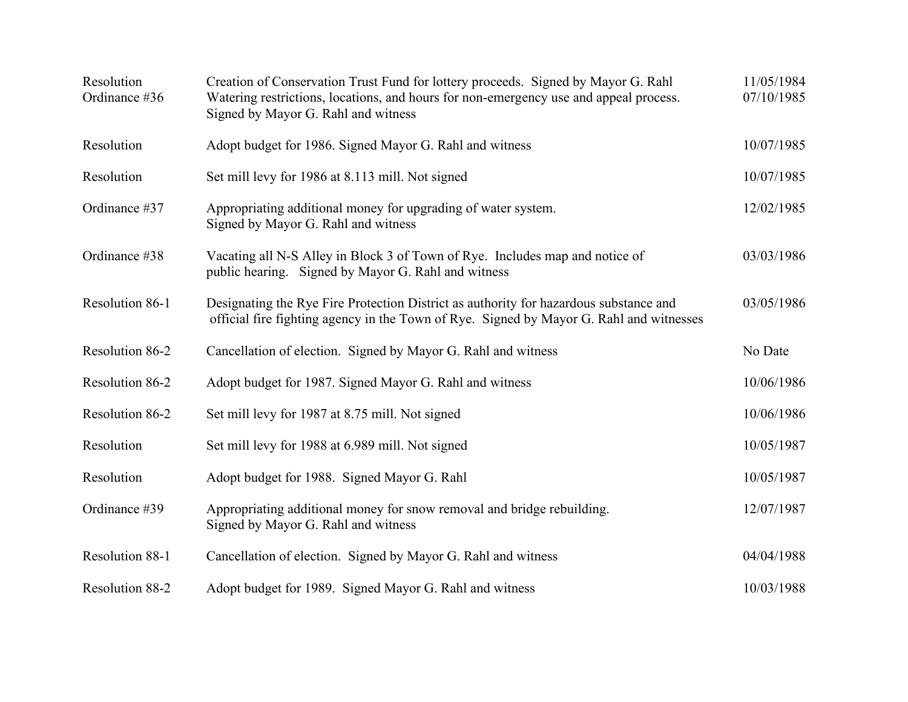| | | |
|---|---|---|
| Resolution | Creation of Conservation Trust Fund for lottery proceeds. Signed by Mayor G. Rahl | 11/05/1984 |
| Ordinance #36 | Watering restrictions, locations, and hours for non-emergency use and appeal process. Signed by Mayor G. Rahl and witness | 07/10/1985 |
| Resolution | Adopt budget for 1986. Signed Mayor G. Rahl and witness | 10/07/1985 |
| Resolution | Set mill levy for 1986 at 8.113 mill. Not signed | 10/07/1985 |
| Ordinance #37 | Appropriating additional money for upgrading of water system. Signed by Mayor G. Rahl and witness | 12/02/1985 |
| Ordinance #38 | Vacating all N-S Alley in Block 3 of Town of Rye. Includes map and notice of public hearing. Signed by Mayor G. Rahl and witness | 03/03/1986 |
| Resolution 86-1 | Designating the Rye Fire Protection District as authority for hazardous substance and official fire fighting agency in the Town of Rye. Signed by Mayor G. Rahl and witnesses | 03/05/1986 |
| Resolution 86-2 | Cancellation of election. Signed by Mayor G. Rahl and witness | No Date |
| Resolution 86-2 | Adopt budget for 1987. Signed Mayor G. Rahl and witness | 10/06/1986 |
| Resolution 86-2 | Set mill levy for 1987 at 8.75 mill. Not signed | 10/06/1986 |
| Resolution | Set mill levy for 1988 at 6.989 mill. Not signed | 10/05/1987 |
| Resolution | Adopt budget for 1988. Signed Mayor G. Rahl | 10/05/1987 |
| Ordinance #39 | Appropriating additional money for snow removal and bridge rebuilding. Signed by Mayor G. Rahl and witness | 12/07/1987 |
| Resolution 88-1 | Cancellation of election. Signed by Mayor G. Rahl and witness | 04/04/1988 |
| Resolution 88-2 | Adopt budget for 1989. Signed Mayor G. Rahl and witness | 10/03/1988 |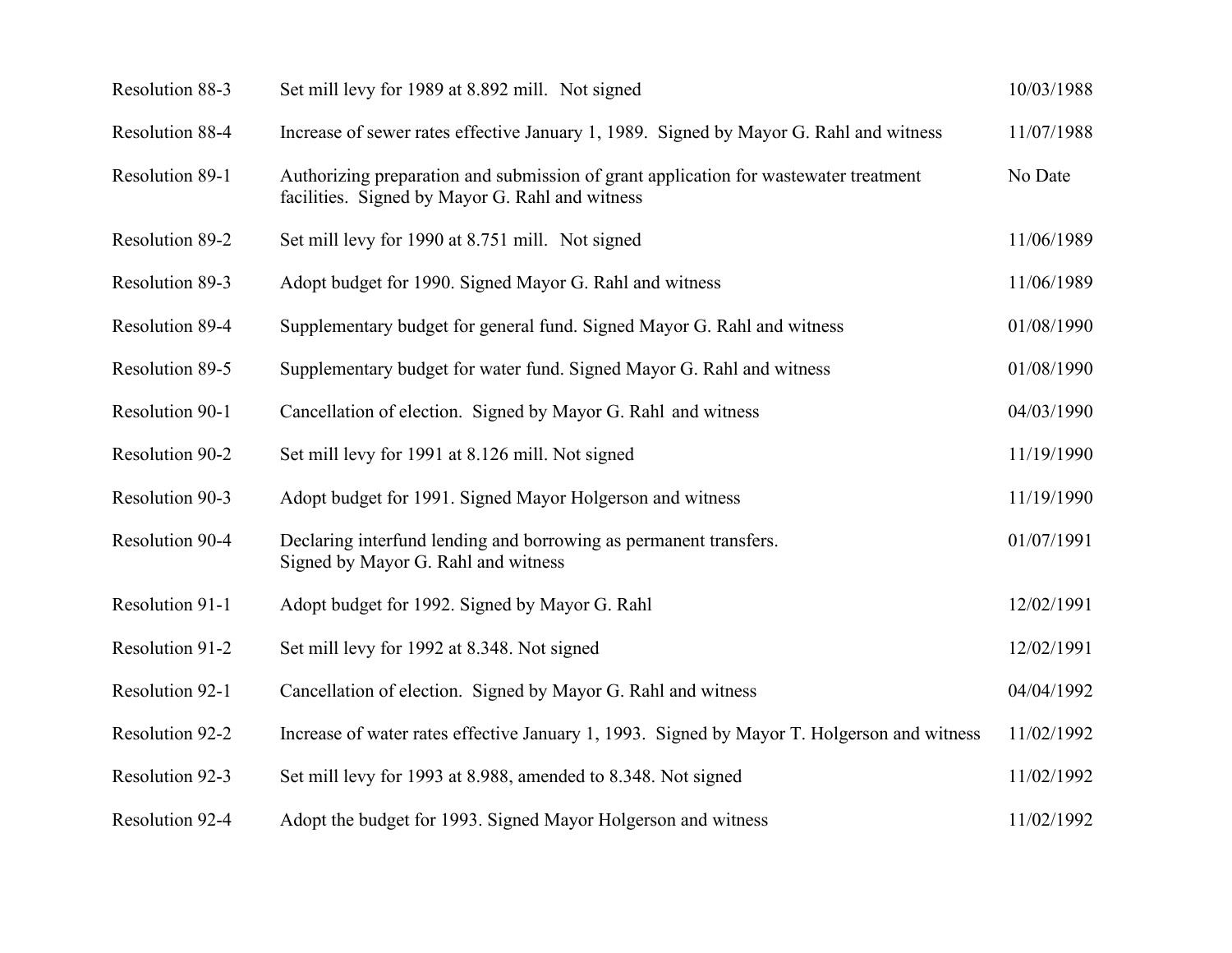| | | |
|---|---|---|
| Resolution 88-3 | Set mill levy for 1989 at 8.892 mill. Not signed | 10/03/1988 |
| Resolution 88-4 | Increase of sewer rates effective January 1, 1989. Signed by Mayor G. Rahl and witness | 11/07/1988 |
| Resolution 89-1 | Authorizing preparation and submission of grant application for wastewater treatment facilities. Signed by Mayor G. Rahl and witness | No Date |
| Resolution 89-2 | Set mill levy for 1990 at 8.751 mill. Not signed | 11/06/1989 |
| Resolution 89-3 | Adopt budget for 1990. Signed Mayor G. Rahl and witness | 11/06/1989 |
| Resolution 89-4 | Supplementary budget for general fund. Signed Mayor G. Rahl and witness | 01/08/1990 |
| Resolution 89-5 | Supplementary budget for water fund. Signed Mayor G. Rahl and witness | 01/08/1990 |
| Resolution 90-1 | Cancellation of election. Signed by Mayor G. Rahl and witness | 04/03/1990 |
| Resolution 90-2 | Set mill levy for 1991 at 8.126 mill. Not signed | 11/19/1990 |
| Resolution 90-3 | Adopt budget for 1991. Signed Mayor Holgerson and witness | 11/19/1990 |
| Resolution 90-4 | Declaring interfund lending and borrowing as permanent transfers. Signed by Mayor G. Rahl and witness | 01/07/1991 |
| Resolution 91-1 | Adopt budget for 1992. Signed by Mayor G. Rahl | 12/02/1991 |
| Resolution 91-2 | Set mill levy for 1992 at 8.348. Not signed | 12/02/1991 |
| Resolution 92-1 | Cancellation of election. Signed by Mayor G. Rahl and witness | 04/04/1992 |
| Resolution 92-2 | Increase of water rates effective January 1, 1993. Signed by Mayor T. Holgerson and witness | 11/02/1992 |
| Resolution 92-3 | Set mill levy for 1993 at 8.988, amended to 8.348. Not signed | 11/02/1992 |
| Resolution 92-4 | Adopt the budget for 1993. Signed Mayor Holgerson and witness | 11/02/1992 |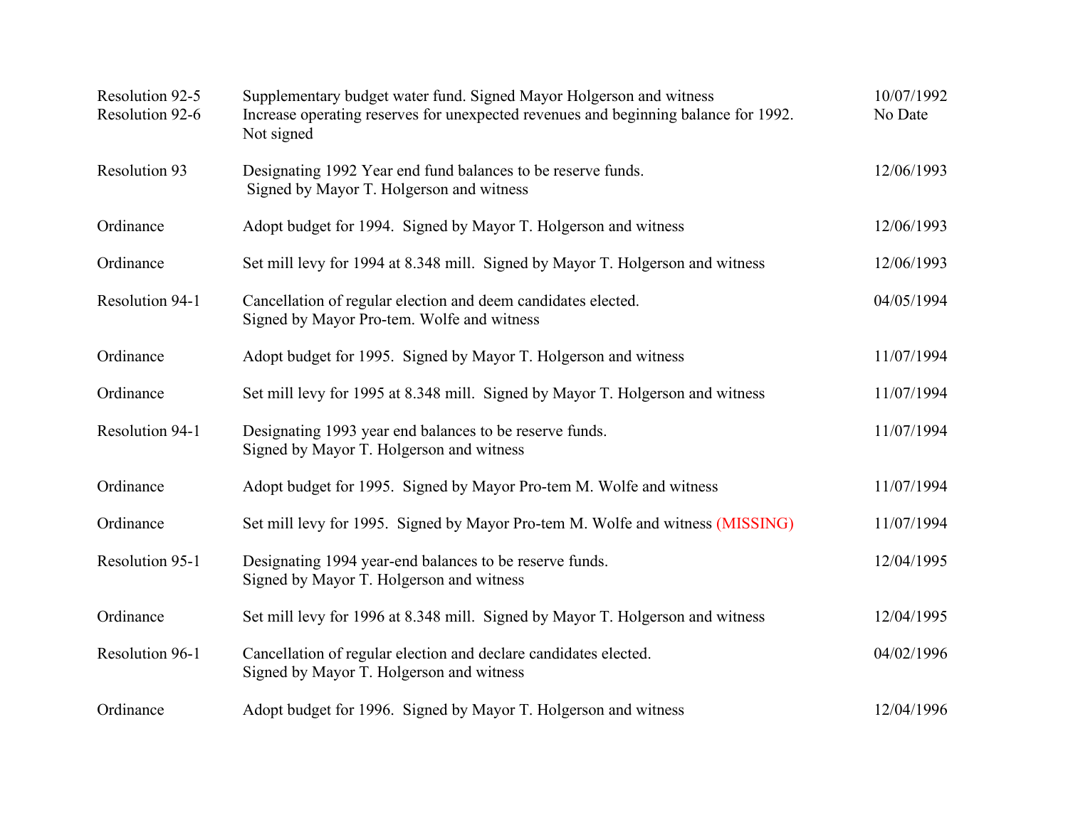| | | |
|---|---|---|
| Resolution 92-5 | Supplementary budget water fund. Signed Mayor Holgerson and witness | 10/07/1992 |
| Resolution 92-6 | Increase operating reserves for unexpected revenues and beginning balance for 1992. Not signed | No Date |
| Resolution 93 | Designating 1992 Year end fund balances to be reserve funds. Signed by Mayor T. Holgerson and witness | 12/06/1993 |
| Ordinance | Adopt budget for 1994. Signed by Mayor T. Holgerson and witness | 12/06/1993 |
| Ordinance | Set mill levy for 1994 at 8.348 mill. Signed by Mayor T. Holgerson and witness | 12/06/1993 |
| Resolution 94-1 | Cancellation of regular election and deem candidates elected. Signed by Mayor Pro-tem. Wolfe and witness | 04/05/1994 |
| Ordinance | Adopt budget for 1995. Signed by Mayor T. Holgerson and witness | 11/07/1994 |
| Ordinance | Set mill levy for 1995 at 8.348 mill. Signed by Mayor T. Holgerson and witness | 11/07/1994 |
| Resolution 94-1 | Designating 1993 year end balances to be reserve funds. Signed by Mayor T. Holgerson and witness | 11/07/1994 |
| Ordinance | Adopt budget for 1995. Signed by Mayor Pro-tem M. Wolfe and witness | 11/07/1994 |
| Ordinance | Set mill levy for 1995. Signed by Mayor Pro-tem M. Wolfe and witness (MISSING) | 11/07/1994 |
| Resolution 95-1 | Designating 1994 year-end balances to be reserve funds. Signed by Mayor T. Holgerson and witness | 12/04/1995 |
| Ordinance | Set mill levy for 1996 at 8.348 mill. Signed by Mayor T. Holgerson and witness | 12/04/1995 |
| Resolution 96-1 | Cancellation of regular election and declare candidates elected. Signed by Mayor T. Holgerson and witness | 04/02/1996 |
| Ordinance | Adopt budget for 1996. Signed by Mayor T. Holgerson and witness | 12/04/1996 |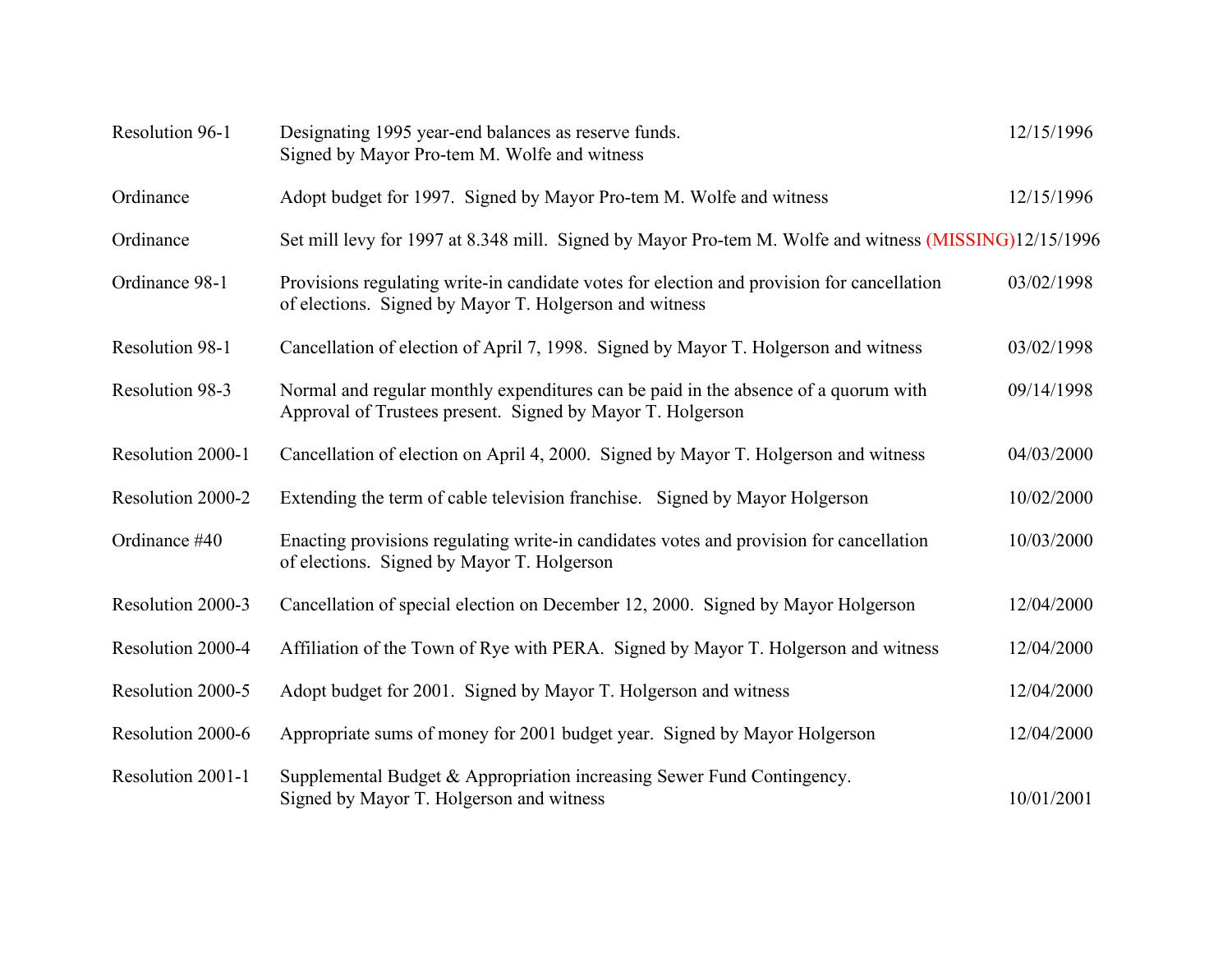| | | |
|---|---|---|
| Resolution 96-1 | Designating 1995 year-end balances as reserve funds. Signed by Mayor Pro-tem M. Wolfe and witness | 12/15/1996 |
| Ordinance | Adopt budget for 1997. Signed by Mayor Pro-tem M. Wolfe and witness | 12/15/1996 |
| Ordinance | Set mill levy for 1997 at 8.348 mill. Signed by Mayor Pro-tem M. Wolfe and witness (MISSING) | 12/15/1996 |
| Ordinance 98-1 | Provisions regulating write-in candidate votes for election and provision for cancellation of elections. Signed by Mayor T. Holgerson and witness | 03/02/1998 |
| Resolution 98-1 | Cancellation of election of April 7, 1998. Signed by Mayor T. Holgerson and witness | 03/02/1998 |
| Resolution 98-3 | Normal and regular monthly expenditures can be paid in the absence of a quorum with Approval of Trustees present. Signed by Mayor T. Holgerson | 09/14/1998 |
| Resolution 2000-1 | Cancellation of election on April 4, 2000. Signed by Mayor T. Holgerson and witness | 04/03/2000 |
| Resolution 2000-2 | Extending the term of cable television franchise. Signed by Mayor Holgerson | 10/02/2000 |
| Ordinance #40 | Enacting provisions regulating write-in candidates votes and provision for cancellation of elections. Signed by Mayor T. Holgerson | 10/03/2000 |
| Resolution 2000-3 | Cancellation of special election on December 12, 2000. Signed by Mayor Holgerson | 12/04/2000 |
| Resolution 2000-4 | Affiliation of the Town of Rye with PERA. Signed by Mayor T. Holgerson and witness | 12/04/2000 |
| Resolution 2000-5 | Adopt budget for 2001. Signed by Mayor T. Holgerson and witness | 12/04/2000 |
| Resolution 2000-6 | Appropriate sums of money for 2001 budget year. Signed by Mayor Holgerson | 12/04/2000 |
| Resolution 2001-1 | Supplemental Budget & Appropriation increasing Sewer Fund Contingency. Signed by Mayor T. Holgerson and witness | 10/01/2001 |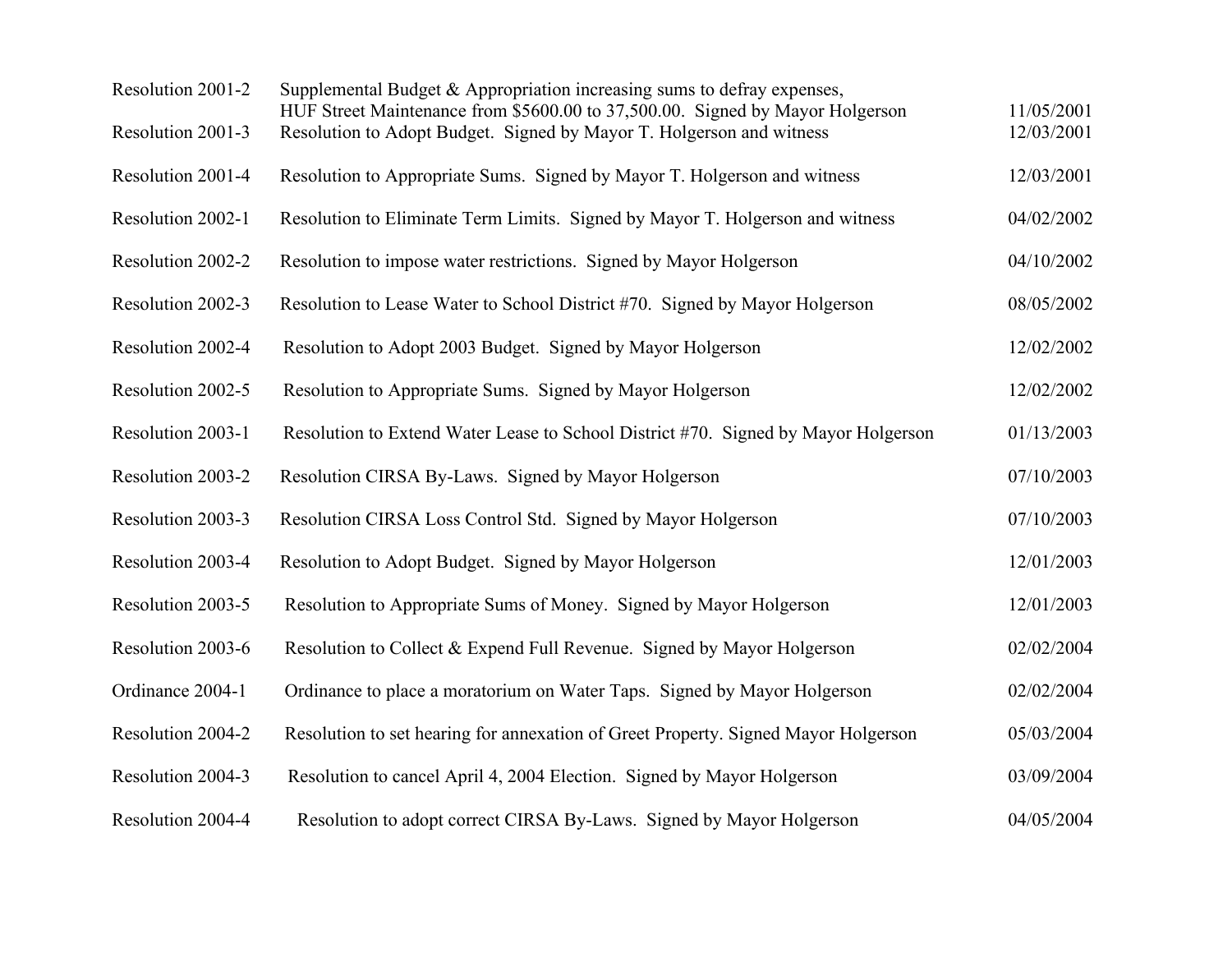| | | |
|---|---|---|
| Resolution 2001-2 | Supplemental Budget & Appropriation increasing sums to defray expenses, HUF Street Maintenance from $5600.00 to 37,500.00. Signed by Mayor Holgerson | 11/05/2001 |
| Resolution 2001-3 | Resolution to Adopt Budget. Signed by Mayor T. Holgerson and witness | 12/03/2001 |
| Resolution 2001-4 | Resolution to Appropriate Sums. Signed by Mayor T. Holgerson and witness | 12/03/2001 |
| Resolution 2002-1 | Resolution to Eliminate Term Limits. Signed by Mayor T. Holgerson and witness | 04/02/2002 |
| Resolution 2002-2 | Resolution to impose water restrictions. Signed by Mayor Holgerson | 04/10/2002 |
| Resolution 2002-3 | Resolution to Lease Water to School District #70. Signed by Mayor Holgerson | 08/05/2002 |
| Resolution 2002-4 | Resolution to Adopt 2003 Budget. Signed by Mayor Holgerson | 12/02/2002 |
| Resolution 2002-5 | Resolution to Appropriate Sums. Signed by Mayor Holgerson | 12/02/2002 |
| Resolution 2003-1 | Resolution to Extend Water Lease to School District #70. Signed by Mayor Holgerson | 01/13/2003 |
| Resolution 2003-2 | Resolution CIRSA By-Laws. Signed by Mayor Holgerson | 07/10/2003 |
| Resolution 2003-3 | Resolution CIRSA Loss Control Std. Signed by Mayor Holgerson | 07/10/2003 |
| Resolution 2003-4 | Resolution to Adopt Budget. Signed by Mayor Holgerson | 12/01/2003 |
| Resolution 2003-5 | Resolution to Appropriate Sums of Money. Signed by Mayor Holgerson | 12/01/2003 |
| Resolution 2003-6 | Resolution to Collect & Expend Full Revenue. Signed by Mayor Holgerson | 02/02/2004 |
| Ordinance 2004-1 | Ordinance to place a moratorium on Water Taps. Signed by Mayor Holgerson | 02/02/2004 |
| Resolution 2004-2 | Resolution to set hearing for annexation of Greet Property. Signed Mayor Holgerson | 05/03/2004 |
| Resolution 2004-3 | Resolution to cancel April 4, 2004 Election. Signed by Mayor Holgerson | 03/09/2004 |
| Resolution 2004-4 | Resolution to adopt correct CIRSA By-Laws. Signed by Mayor Holgerson | 04/05/2004 |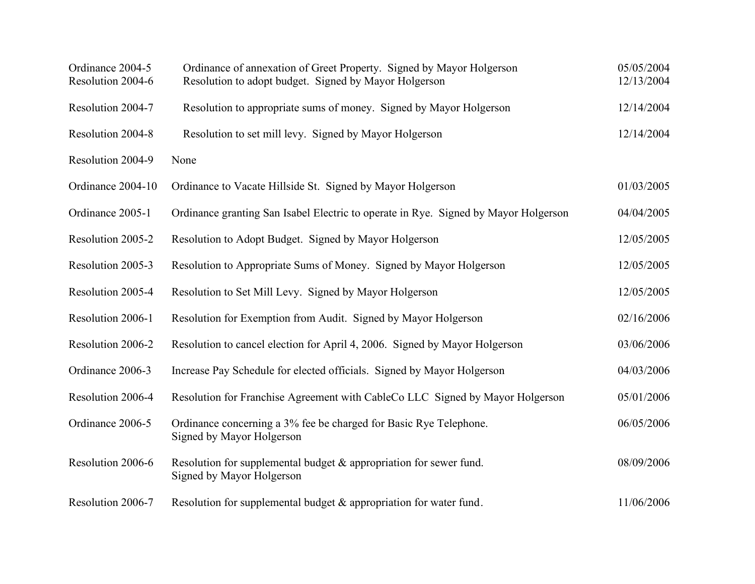| | | |
|---|---|---|
| Ordinance 2004-5 | Ordinance of annexation of Greet Property. Signed by Mayor Holgerson | 05/05/2004 |
| Resolution 2004-6 | Resolution to adopt budget. Signed by Mayor Holgerson | 12/13/2004 |
| Resolution 2004-7 | Resolution to appropriate sums of money. Signed by Mayor Holgerson | 12/14/2004 |
| Resolution 2004-8 | Resolution to set mill levy. Signed by Mayor Holgerson | 12/14/2004 |
| Resolution 2004-9 | None | |
| Ordinance 2004-10 | Ordinance to Vacate Hillside St. Signed by Mayor Holgerson | 01/03/2005 |
| Ordinance 2005-1 | Ordinance granting San Isabel Electric to operate in Rye. Signed by Mayor Holgerson | 04/04/2005 |
| Resolution 2005-2 | Resolution to Adopt Budget. Signed by Mayor Holgerson | 12/05/2005 |
| Resolution 2005-3 | Resolution to Appropriate Sums of Money. Signed by Mayor Holgerson | 12/05/2005 |
| Resolution 2005-4 | Resolution to Set Mill Levy. Signed by Mayor Holgerson | 12/05/2005 |
| Resolution 2006-1 | Resolution for Exemption from Audit. Signed by Mayor Holgerson | 02/16/2006 |
| Resolution 2006-2 | Resolution to cancel election for April 4, 2006. Signed by Mayor Holgerson | 03/06/2006 |
| Ordinance 2006-3 | Increase Pay Schedule for elected officials. Signed by Mayor Holgerson | 04/03/2006 |
| Resolution 2006-4 | Resolution for Franchise Agreement with CableCo LLC Signed by Mayor Holgerson | 05/01/2006 |
| Ordinance 2006-5 | Ordinance concerning a 3% fee be charged for Basic Rye Telephone. Signed by Mayor Holgerson | 06/05/2006 |
| Resolution 2006-6 | Resolution for supplemental budget & appropriation for sewer fund. Signed by Mayor Holgerson | 08/09/2006 |
| Resolution 2006-7 | Resolution for supplemental budget & appropriation for water fund. | 11/06/2006 |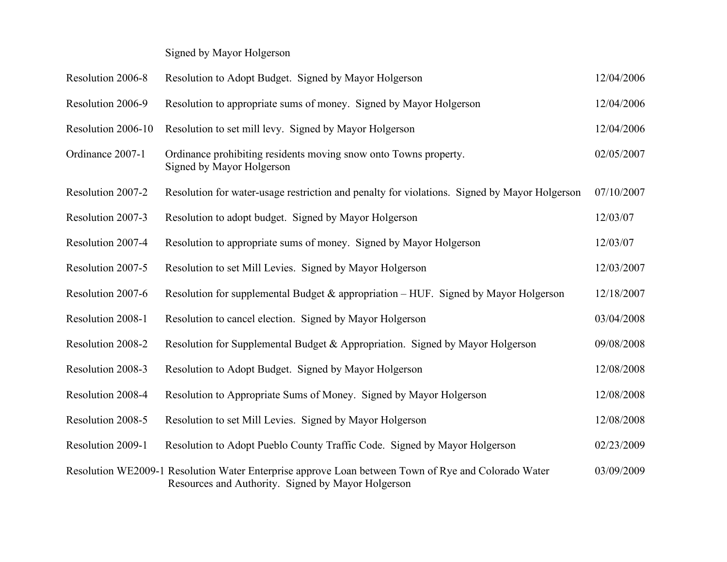| | | |
|---|---|---|
| | Signed by Mayor Holgerson | |
| Resolution 2006-8 | Resolution to Adopt Budget. Signed by Mayor Holgerson | 12/04/2006 |
| Resolution 2006-9 | Resolution to appropriate sums of money. Signed by Mayor Holgerson | 12/04/2006 |
| Resolution 2006-10 | Resolution to set mill levy. Signed by Mayor Holgerson | 12/04/2006 |
| Ordinance 2007-1 | Ordinance prohibiting residents moving snow onto Towns property. Signed by Mayor Holgerson | 02/05/2007 |
| Resolution 2007-2 | Resolution for water-usage restriction and penalty for violations. Signed by Mayor Holgerson | 07/10/2007 |
| Resolution 2007-3 | Resolution to adopt budget. Signed by Mayor Holgerson | 12/03/07 |
| Resolution 2007-4 | Resolution to appropriate sums of money. Signed by Mayor Holgerson | 12/03/07 |
| Resolution 2007-5 | Resolution to set Mill Levies. Signed by Mayor Holgerson | 12/03/2007 |
| Resolution 2007-6 | Resolution for supplemental Budget & appropriation – HUF. Signed by Mayor Holgerson | 12/18/2007 |
| Resolution 2008-1 | Resolution to cancel election. Signed by Mayor Holgerson | 03/04/2008 |
| Resolution 2008-2 | Resolution for Supplemental Budget & Appropriation. Signed by Mayor Holgerson | 09/08/2008 |
| Resolution 2008-3 | Resolution to Adopt Budget. Signed by Mayor Holgerson | 12/08/2008 |
| Resolution 2008-4 | Resolution to Appropriate Sums of Money. Signed by Mayor Holgerson | 12/08/2008 |
| Resolution 2008-5 | Resolution to set Mill Levies. Signed by Mayor Holgerson | 12/08/2008 |
| Resolution 2009-1 | Resolution to Adopt Pueblo County Traffic Code. Signed by Mayor Holgerson | 02/23/2009 |
| Resolution WE2009-1 | Resolution Water Enterprise approve Loan between Town of Rye and Colorado Water Resources and Authority. Signed by Mayor Holgerson | 03/09/2009 |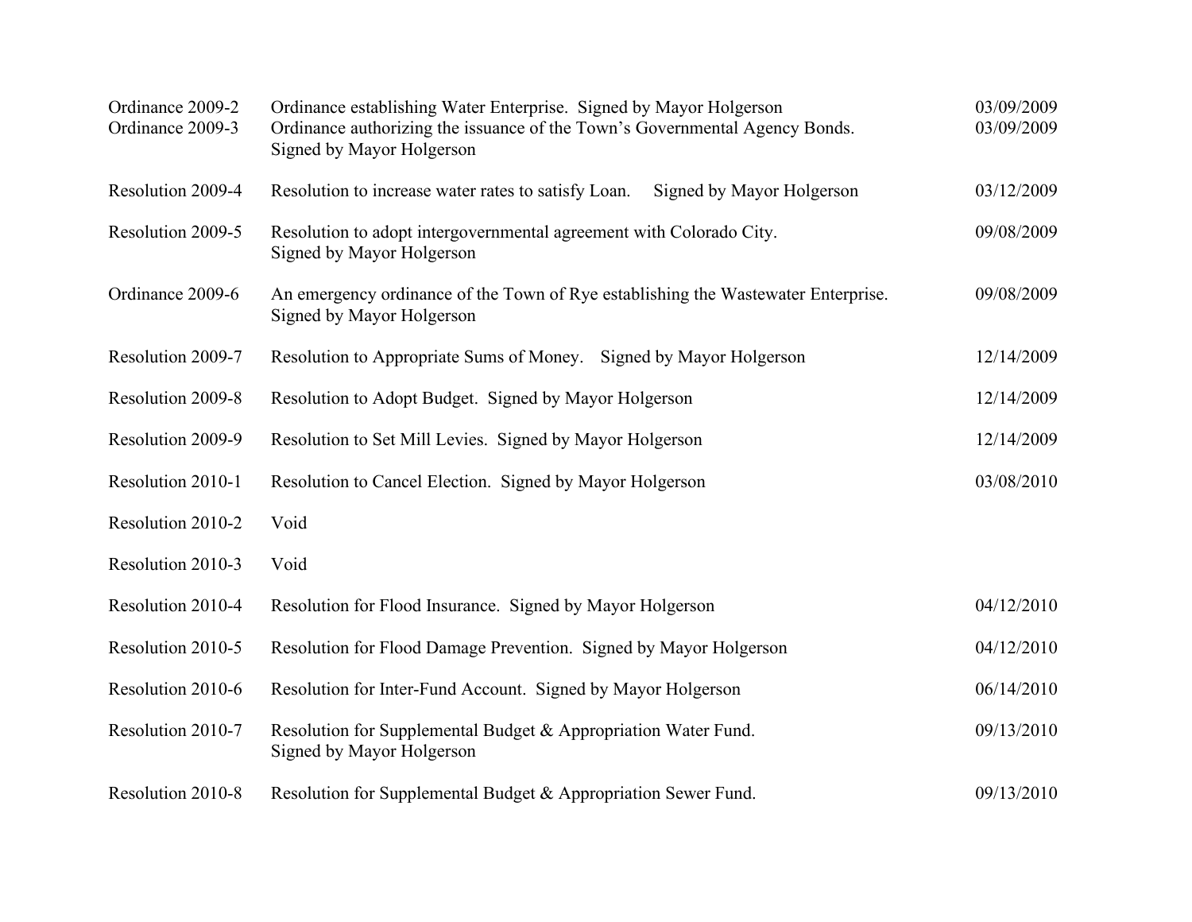| | | |
|---|---|---|
| Ordinance 2009-2 | Ordinance establishing Water Enterprise. Signed by Mayor Holgerson | 03/09/2009 |
| Ordinance 2009-3 | Ordinance authorizing the issuance of the Town's Governmental Agency Bonds. Signed by Mayor Holgerson | 03/09/2009 |
| Resolution 2009-4 | Resolution to increase water rates to satisfy Loan. Signed by Mayor Holgerson | 03/12/2009 |
| Resolution 2009-5 | Resolution to adopt intergovernmental agreement with Colorado City. Signed by Mayor Holgerson | 09/08/2009 |
| Ordinance 2009-6 | An emergency ordinance of the Town of Rye establishing the Wastewater Enterprise. Signed by Mayor Holgerson | 09/08/2009 |
| Resolution 2009-7 | Resolution to Appropriate Sums of Money. Signed by Mayor Holgerson | 12/14/2009 |
| Resolution 2009-8 | Resolution to Adopt Budget. Signed by Mayor Holgerson | 12/14/2009 |
| Resolution 2009-9 | Resolution to Set Mill Levies. Signed by Mayor Holgerson | 12/14/2009 |
| Resolution 2010-1 | Resolution to Cancel Election. Signed by Mayor Holgerson | 03/08/2010 |
| Resolution 2010-2 | Void | |
| Resolution 2010-3 | Void | |
| Resolution 2010-4 | Resolution for Flood Insurance. Signed by Mayor Holgerson | 04/12/2010 |
| Resolution 2010-5 | Resolution for Flood Damage Prevention. Signed by Mayor Holgerson | 04/12/2010 |
| Resolution 2010-6 | Resolution for Inter-Fund Account. Signed by Mayor Holgerson | 06/14/2010 |
| Resolution 2010-7 | Resolution for Supplemental Budget & Appropriation Water Fund. Signed by Mayor Holgerson | 09/13/2010 |
| Resolution 2010-8 | Resolution for Supplemental Budget & Appropriation Sewer Fund. | 09/13/2010 |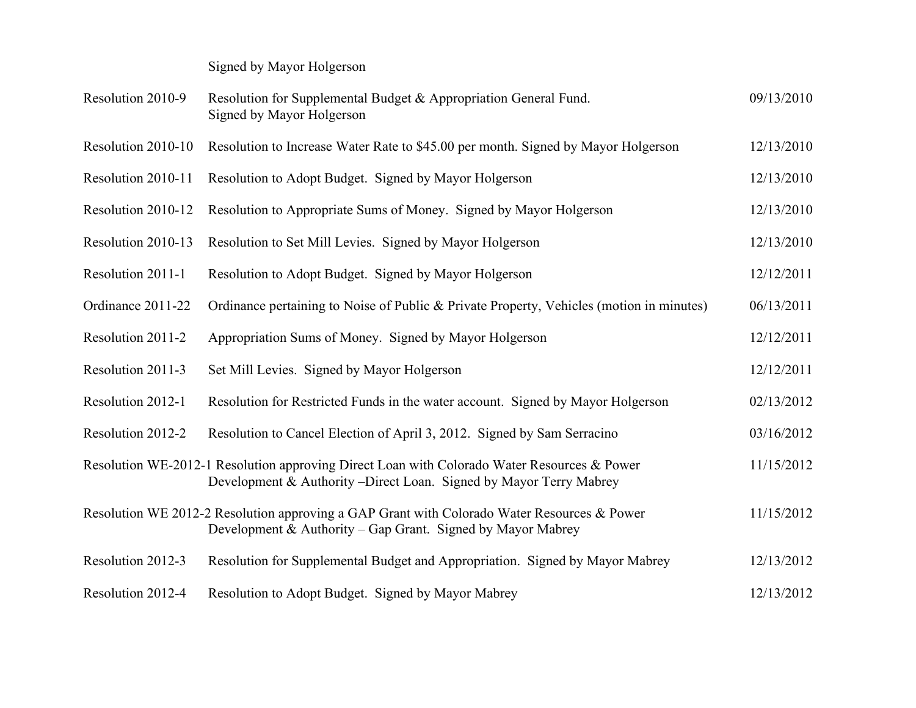| | | |
|---|---|---|
| | Signed by Mayor Holgerson | |
| Resolution 2010-9 | Resolution for Supplemental Budget & Appropriation General Fund. Signed by Mayor Holgerson | 09/13/2010 |
| Resolution 2010-10 | Resolution to Increase Water Rate to $45.00 per month. Signed by Mayor Holgerson | 12/13/2010 |
| Resolution 2010-11 | Resolution to Adopt Budget. Signed by Mayor Holgerson | 12/13/2010 |
| Resolution 2010-12 | Resolution to Appropriate Sums of Money. Signed by Mayor Holgerson | 12/13/2010 |
| Resolution 2010-13 | Resolution to Set Mill Levies. Signed by Mayor Holgerson | 12/13/2010 |
| Resolution 2011-1 | Resolution to Adopt Budget. Signed by Mayor Holgerson | 12/12/2011 |
| Ordinance 2011-22 | Ordinance pertaining to Noise of Public & Private Property, Vehicles (motion in minutes) | 06/13/2011 |
| Resolution 2011-2 | Appropriation Sums of Money. Signed by Mayor Holgerson | 12/12/2011 |
| Resolution 2011-3 | Set Mill Levies. Signed by Mayor Holgerson | 12/12/2011 |
| Resolution 2012-1 | Resolution for Restricted Funds in the water account. Signed by Mayor Holgerson | 02/13/2012 |
| Resolution 2012-2 | Resolution to Cancel Election of April 3, 2012. Signed by Sam Serracino | 03/16/2012 |
| Resolution WE-2012-1 | Resolution approving Direct Loan with Colorado Water Resources & Power Development & Authority –Direct Loan. Signed by Mayor Terry Mabrey | 11/15/2012 |
| Resolution WE 2012-2 | Resolution approving a GAP Grant with Colorado Water Resources & Power Development & Authority – Gap Grant. Signed by Mayor Mabrey | 11/15/2012 |
| Resolution 2012-3 | Resolution for Supplemental Budget and Appropriation. Signed by Mayor Mabrey | 12/13/2012 |
| Resolution 2012-4 | Resolution to Adopt Budget. Signed by Mayor Mabrey | 12/13/2012 |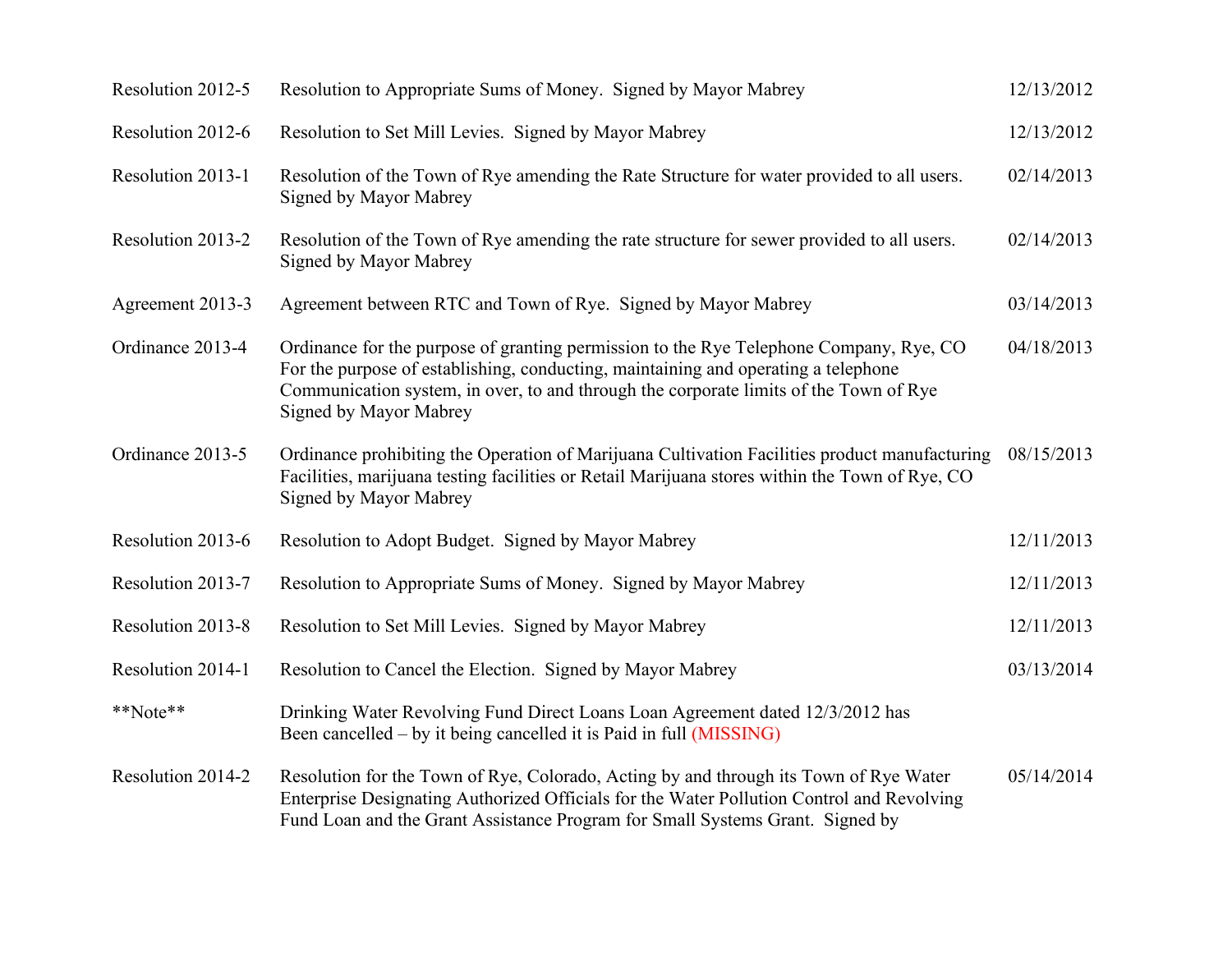| | | |
|---|---|---|
| Resolution 2012-5 | Resolution to Appropriate Sums of Money. Signed by Mayor Mabrey | 12/13/2012 |
| Resolution 2012-6 | Resolution to Set Mill Levies. Signed by Mayor Mabrey | 12/13/2012 |
| Resolution 2013-1 | Resolution of the Town of Rye amending the Rate Structure for water provided to all users. Signed by Mayor Mabrey | 02/14/2013 |
| Resolution 2013-2 | Resolution of the Town of Rye amending the rate structure for sewer provided to all users. Signed by Mayor Mabrey | 02/14/2013 |
| Agreement 2013-3 | Agreement between RTC and Town of Rye. Signed by Mayor Mabrey | 03/14/2013 |
| Ordinance 2013-4 | Ordinance for the purpose of granting permission to the Rye Telephone Company, Rye, CO For the purpose of establishing, conducting, maintaining and operating a telephone Communication system, in over, to and through the corporate limits of the Town of Rye Signed by Mayor Mabrey | 04/18/2013 |
| Ordinance 2013-5 | Ordinance prohibiting the Operation of Marijuana Cultivation Facilities product manufacturing Facilities, marijuana testing facilities or Retail Marijuana stores within the Town of Rye, CO Signed by Mayor Mabrey | 08/15/2013 |
| Resolution 2013-6 | Resolution to Adopt Budget. Signed by Mayor Mabrey | 12/11/2013 |
| Resolution 2013-7 | Resolution to Appropriate Sums of Money. Signed by Mayor Mabrey | 12/11/2013 |
| Resolution 2013-8 | Resolution to Set Mill Levies. Signed by Mayor Mabrey | 12/11/2013 |
| Resolution 2014-1 | Resolution to Cancel the Election. Signed by Mayor Mabrey | 03/13/2014 |
| **Note** | Drinking Water Revolving Fund Direct Loans Loan Agreement dated 12/3/2012 has Been cancelled – by it being cancelled it is Paid in full (MISSING) | |
| Resolution 2014-2 | Resolution for the Town of Rye, Colorado, Acting by and through its Town of Rye Water Enterprise Designating Authorized Officials for the Water Pollution Control and Revolving Fund Loan and the Grant Assistance Program for Small Systems Grant. Signed by | 05/14/2014 |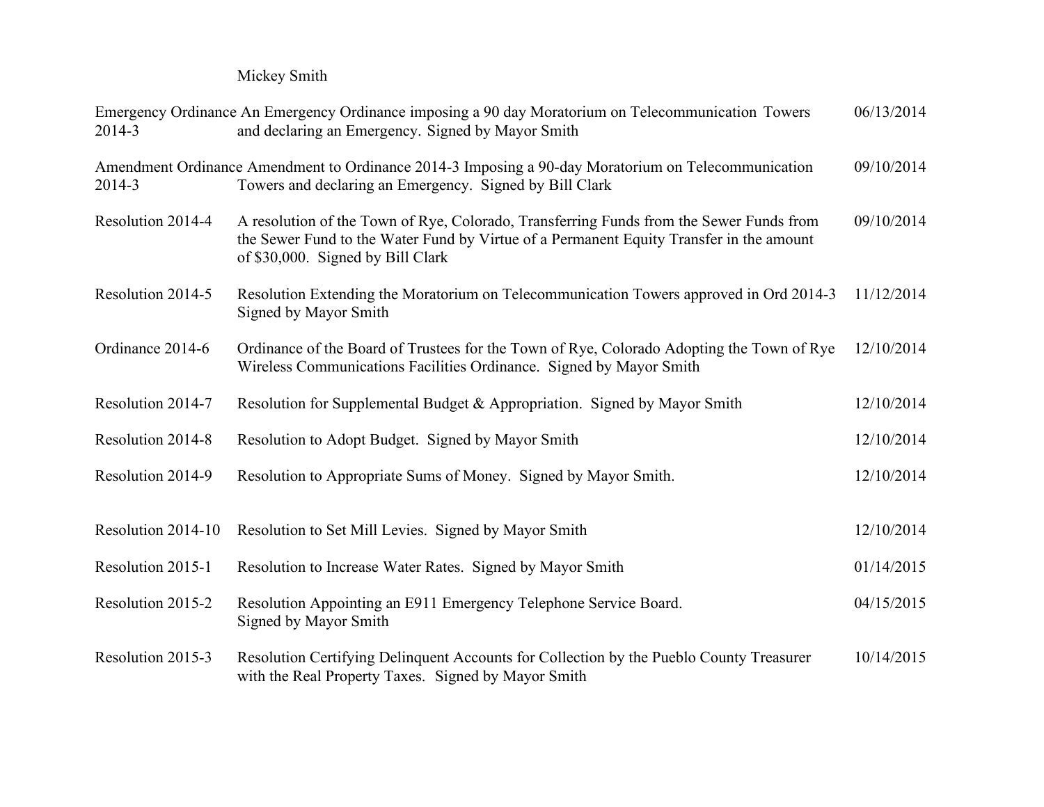| | Mickey Smith | |
|---|---|---|
| Emergency Ordinance 2014-3 | An Emergency Ordinance imposing a 90 day Moratorium on Telecommunication Towers and declaring an Emergency. Signed by Mayor Smith | 06/13/2014 |
| Amendment Ordinance 2014-3 | Amendment to Ordinance 2014-3 Imposing a 90-day Moratorium on Telecommunication Towers and declaring an Emergency. Signed by Bill Clark | 09/10/2014 |
| Resolution 2014-4 | A resolution of the Town of Rye, Colorado, Transferring Funds from the Sewer Funds from the Sewer Fund to the Water Fund by Virtue of a Permanent Equity Transfer in the amount of $30,000. Signed by Bill Clark | 09/10/2014 |
| Resolution 2014-5 | Resolution Extending the Moratorium on Telecommunication Towers approved in Ord 2014-3 Signed by Mayor Smith | 11/12/2014 |
| Ordinance 2014-6 | Ordinance of the Board of Trustees for the Town of Rye, Colorado Adopting the Town of Rye Wireless Communications Facilities Ordinance. Signed by Mayor Smith | 12/10/2014 |
| Resolution 2014-7 | Resolution for Supplemental Budget & Appropriation. Signed by Mayor Smith | 12/10/2014 |
| Resolution 2014-8 | Resolution to Adopt Budget. Signed by Mayor Smith | 12/10/2014 |
| Resolution 2014-9 | Resolution to Appropriate Sums of Money. Signed by Mayor Smith. | 12/10/2014 |
| Resolution 2014-10 | Resolution to Set Mill Levies. Signed by Mayor Smith | 12/10/2014 |
| Resolution 2015-1 | Resolution to Increase Water Rates. Signed by Mayor Smith | 01/14/2015 |
| Resolution 2015-2 | Resolution Appointing an E911 Emergency Telephone Service Board. Signed by Mayor Smith | 04/15/2015 |
| Resolution 2015-3 | Resolution Certifying Delinquent Accounts for Collection by the Pueblo County Treasurer with the Real Property Taxes. Signed by Mayor Smith | 10/14/2015 |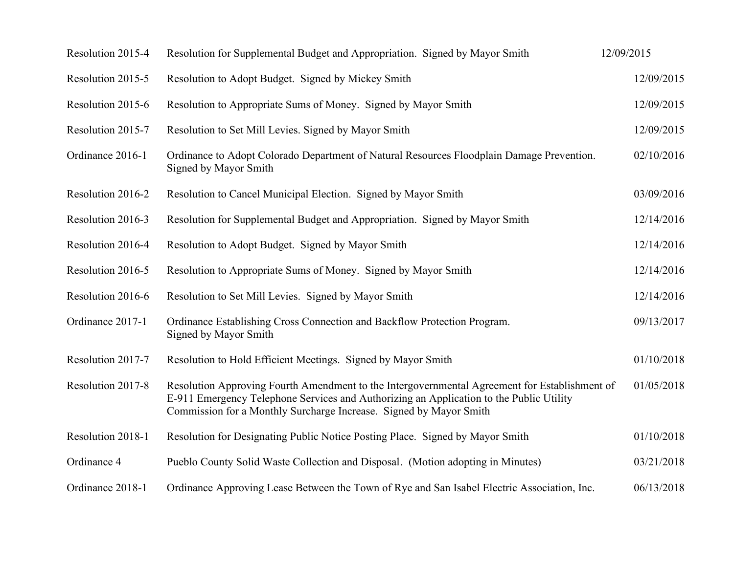| | | |
|---|---|---|
| Resolution 2015-4 | Resolution for Supplemental Budget and Appropriation. Signed by Mayor Smith | 12/09/2015 |
| Resolution 2015-5 | Resolution to Adopt Budget. Signed by Mickey Smith | 12/09/2015 |
| Resolution 2015-6 | Resolution to Appropriate Sums of Money. Signed by Mayor Smith | 12/09/2015 |
| Resolution 2015-7 | Resolution to Set Mill Levies. Signed by Mayor Smith | 12/09/2015 |
| Ordinance 2016-1 | Ordinance to Adopt Colorado Department of Natural Resources Floodplain Damage Prevention. Signed by Mayor Smith | 02/10/2016 |
| Resolution 2016-2 | Resolution to Cancel Municipal Election. Signed by Mayor Smith | 03/09/2016 |
| Resolution 2016-3 | Resolution for Supplemental Budget and Appropriation. Signed by Mayor Smith | 12/14/2016 |
| Resolution 2016-4 | Resolution to Adopt Budget. Signed by Mayor Smith | 12/14/2016 |
| Resolution 2016-5 | Resolution to Appropriate Sums of Money. Signed by Mayor Smith | 12/14/2016 |
| Resolution 2016-6 | Resolution to Set Mill Levies. Signed by Mayor Smith | 12/14/2016 |
| Ordinance 2017-1 | Ordinance Establishing Cross Connection and Backflow Protection Program. Signed by Mayor Smith | 09/13/2017 |
| Resolution 2017-7 | Resolution to Hold Efficient Meetings. Signed by Mayor Smith | 01/10/2018 |
| Resolution 2017-8 | Resolution Approving Fourth Amendment to the Intergovernmental Agreement for Establishment of E-911 Emergency Telephone Services and Authorizing an Application to the Public Utility Commission for a Monthly Surcharge Increase. Signed by Mayor Smith | 01/05/2018 |
| Resolution 2018-1 | Resolution for Designating Public Notice Posting Place. Signed by Mayor Smith | 01/10/2018 |
| Ordinance 4 | Pueblo County Solid Waste Collection and Disposal. (Motion adopting in Minutes) | 03/21/2018 |
| Ordinance 2018-1 | Ordinance Approving Lease Between the Town of Rye and San Isabel Electric Association, Inc. | 06/13/2018 |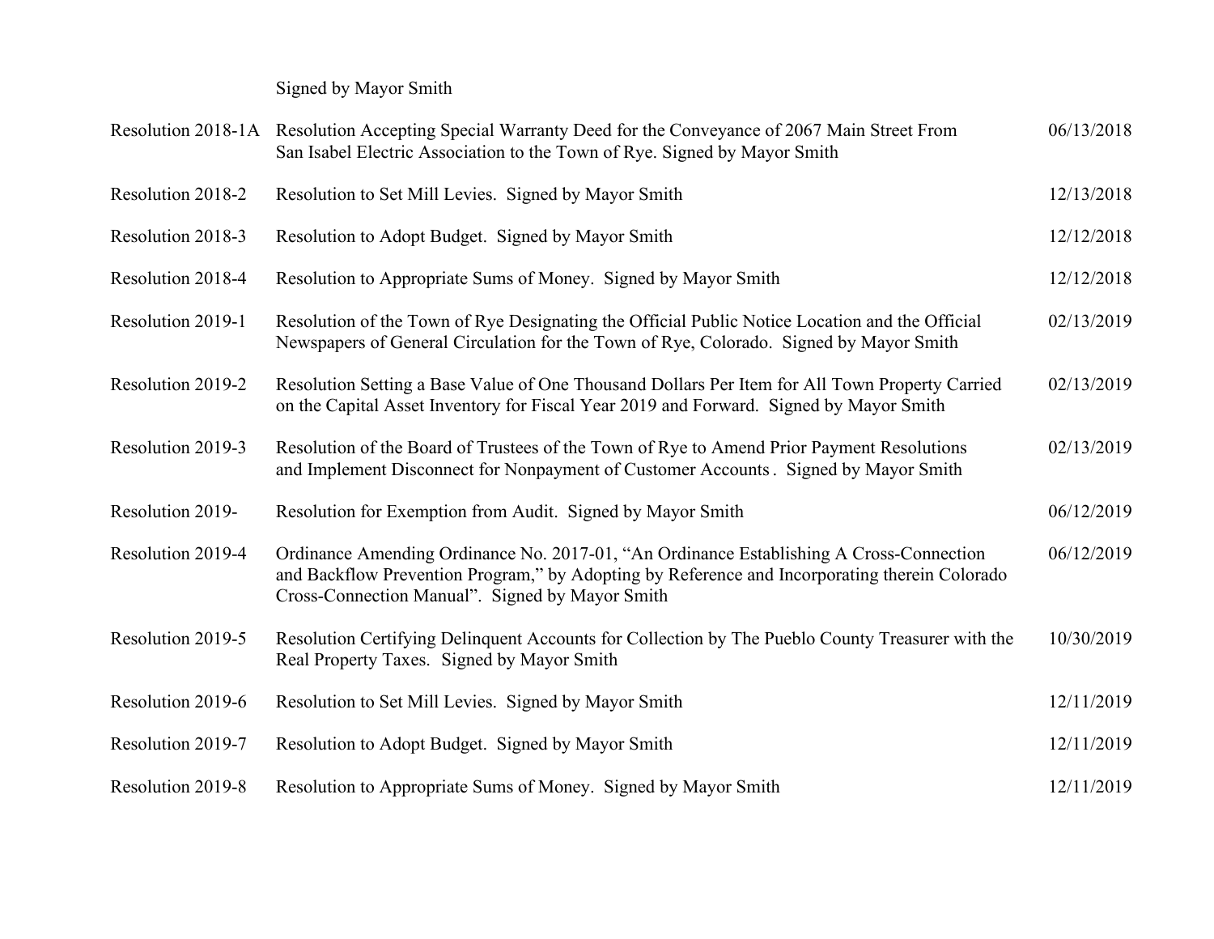| | Signed by Mayor Smith | |
|---|---|---|
| Resolution 2018-1A | Resolution Accepting Special Warranty Deed for the Conveyance of 2067 Main Street From San Isabel Electric Association to the Town of Rye. Signed by Mayor Smith | 06/13/2018 |
| Resolution 2018-2 | Resolution to Set Mill Levies. Signed by Mayor Smith | 12/13/2018 |
| Resolution 2018-3 | Resolution to Adopt Budget. Signed by Mayor Smith | 12/12/2018 |
| Resolution 2018-4 | Resolution to Appropriate Sums of Money. Signed by Mayor Smith | 12/12/2018 |
| Resolution 2019-1 | Resolution of the Town of Rye Designating the Official Public Notice Location and the Official Newspapers of General Circulation for the Town of Rye, Colorado. Signed by Mayor Smith | 02/13/2019 |
| Resolution 2019-2 | Resolution Setting a Base Value of One Thousand Dollars Per Item for All Town Property Carried on the Capital Asset Inventory for Fiscal Year 2019 and Forward. Signed by Mayor Smith | 02/13/2019 |
| Resolution 2019-3 | Resolution of the Board of Trustees of the Town of Rye to Amend Prior Payment Resolutions and Implement Disconnect for Nonpayment of Customer Accounts . Signed by Mayor Smith | 02/13/2019 |
| Resolution 2019- | Resolution for Exemption from Audit. Signed by Mayor Smith | 06/12/2019 |
| Resolution 2019-4 | Ordinance Amending Ordinance No. 2017-01, "An Ordinance Establishing A Cross-Connection and Backflow Prevention Program," by Adopting by Reference and Incorporating therein Colorado Cross-Connection Manual". Signed by Mayor Smith | 06/12/2019 |
| Resolution 2019-5 | Resolution Certifying Delinquent Accounts for Collection by The Pueblo County Treasurer with the Real Property Taxes. Signed by Mayor Smith | 10/30/2019 |
| Resolution 2019-6 | Resolution to Set Mill Levies. Signed by Mayor Smith | 12/11/2019 |
| Resolution 2019-7 | Resolution to Adopt Budget. Signed by Mayor Smith | 12/11/2019 |
| Resolution 2019-8 | Resolution to Appropriate Sums of Money. Signed by Mayor Smith | 12/11/2019 |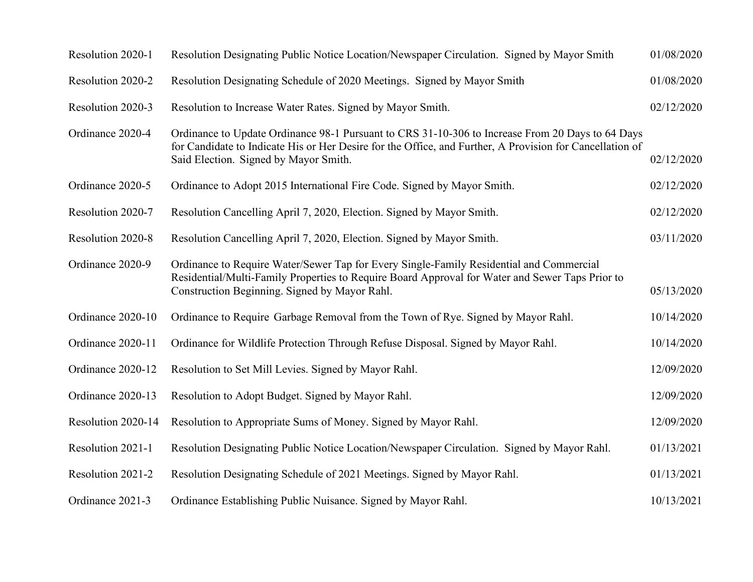| | | |
|---|---|---|
| Resolution 2020-1 | Resolution Designating Public Notice Location/Newspaper Circulation. Signed by Mayor Smith | 01/08/2020 |
| Resolution 2020-2 | Resolution Designating Schedule of 2020 Meetings. Signed by Mayor Smith | 01/08/2020 |
| Resolution 2020-3 | Resolution to Increase Water Rates. Signed by Mayor Smith. | 02/12/2020 |
| Ordinance 2020-4 | Ordinance to Update Ordinance 98-1 Pursuant to CRS 31-10-306 to Increase From 20 Days to 64 Days for Candidate to Indicate His or Her Desire for the Office, and Further, A Provision for Cancellation of Said Election. Signed by Mayor Smith. | 02/12/2020 |
| Ordinance 2020-5 | Ordinance to Adopt 2015 International Fire Code. Signed by Mayor Smith. | 02/12/2020 |
| Resolution 2020-7 | Resolution Cancelling April 7, 2020, Election. Signed by Mayor Smith. | 02/12/2020 |
| Resolution 2020-8 | Resolution Cancelling April 7, 2020, Election. Signed by Mayor Smith. | 03/11/2020 |
| Ordinance 2020-9 | Ordinance to Require Water/Sewer Tap for Every Single-Family Residential and Commercial Residential/Multi-Family Properties to Require Board Approval for Water and Sewer Taps Prior to Construction Beginning. Signed by Mayor Rahl. | 05/13/2020 |
| Ordinance 2020-10 | Ordinance to Require Garbage Removal from the Town of Rye. Signed by Mayor Rahl. | 10/14/2020 |
| Ordinance 2020-11 | Ordinance for Wildlife Protection Through Refuse Disposal. Signed by Mayor Rahl. | 10/14/2020 |
| Ordinance 2020-12 | Resolution to Set Mill Levies. Signed by Mayor Rahl. | 12/09/2020 |
| Ordinance 2020-13 | Resolution to Adopt Budget. Signed by Mayor Rahl. | 12/09/2020 |
| Resolution 2020-14 | Resolution to Appropriate Sums of Money. Signed by Mayor Rahl. | 12/09/2020 |
| Resolution 2021-1 | Resolution Designating Public Notice Location/Newspaper Circulation. Signed by Mayor Rahl. | 01/13/2021 |
| Resolution 2021-2 | Resolution Designating Schedule of 2021 Meetings. Signed by Mayor Rahl. | 01/13/2021 |
| Ordinance 2021-3 | Ordinance Establishing Public Nuisance. Signed by Mayor Rahl. | 10/13/2021 |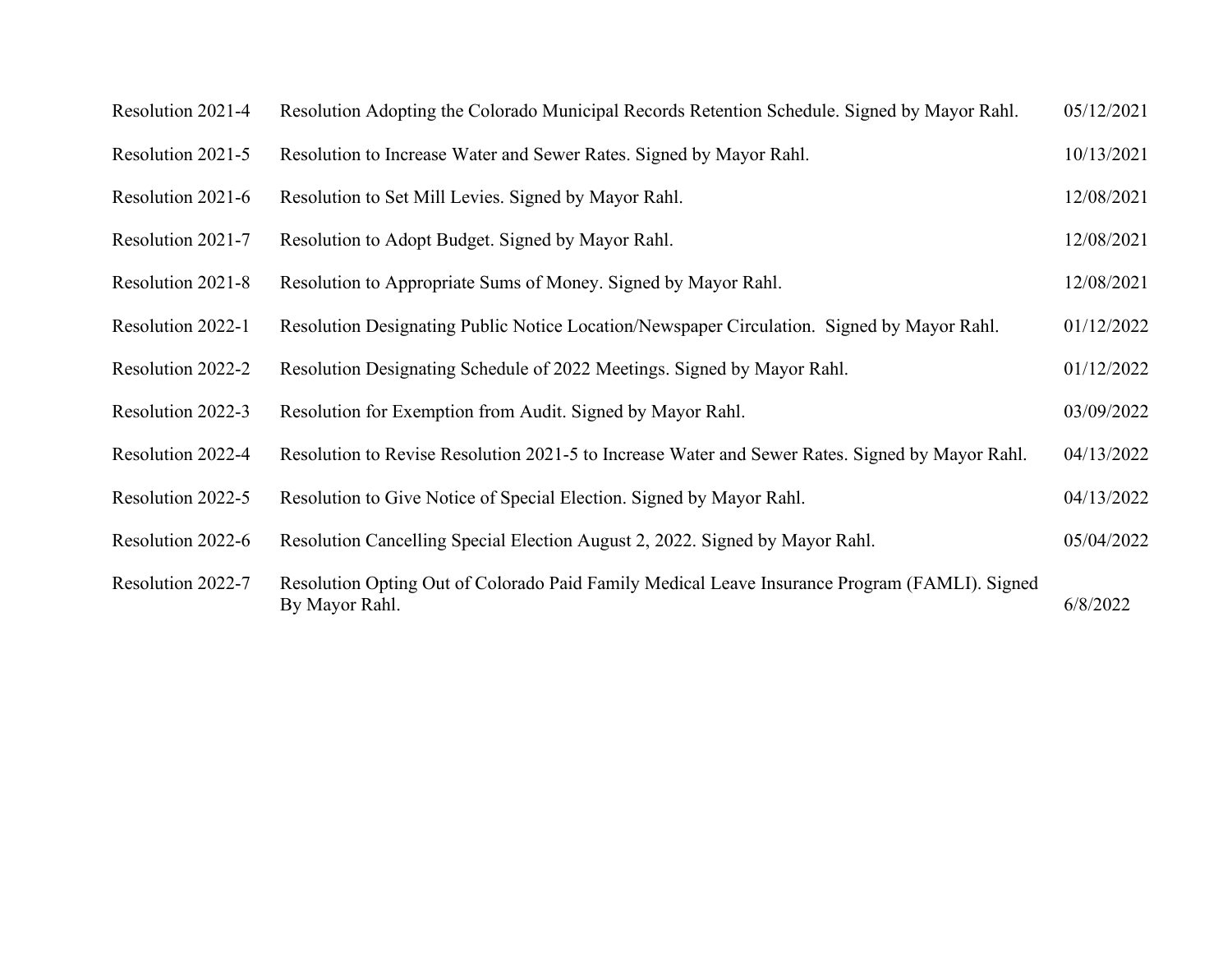| | | |
|---|---|---|
| Resolution 2021-4 | Resolution Adopting the Colorado Municipal Records Retention Schedule. Signed by Mayor Rahl. | 05/12/2021 |
| Resolution 2021-5 | Resolution to Increase Water and Sewer Rates. Signed by Mayor Rahl. | 10/13/2021 |
| Resolution 2021-6 | Resolution to Set Mill Levies. Signed by Mayor Rahl. | 12/08/2021 |
| Resolution 2021-7 | Resolution to Adopt Budget. Signed by Mayor Rahl. | 12/08/2021 |
| Resolution 2021-8 | Resolution to Appropriate Sums of Money. Signed by Mayor Rahl. | 12/08/2021 |
| Resolution 2022-1 | Resolution Designating Public Notice Location/Newspaper Circulation. Signed by Mayor Rahl. | 01/12/2022 |
| Resolution 2022-2 | Resolution Designating Schedule of 2022 Meetings. Signed by Mayor Rahl. | 01/12/2022 |
| Resolution 2022-3 | Resolution for Exemption from Audit. Signed by Mayor Rahl. | 03/09/2022 |
| Resolution 2022-4 | Resolution to Revise Resolution 2021-5 to Increase Water and Sewer Rates. Signed by Mayor Rahl. | 04/13/2022 |
| Resolution 2022-5 | Resolution to Give Notice of Special Election. Signed by Mayor Rahl. | 04/13/2022 |
| Resolution 2022-6 | Resolution Cancelling Special Election August 2, 2022. Signed by Mayor Rahl. | 05/04/2022 |
| Resolution 2022-7 | Resolution Opting Out of Colorado Paid Family Medical Leave Insurance Program (FAMLI). Signed By Mayor Rahl. | 6/8/2022 |